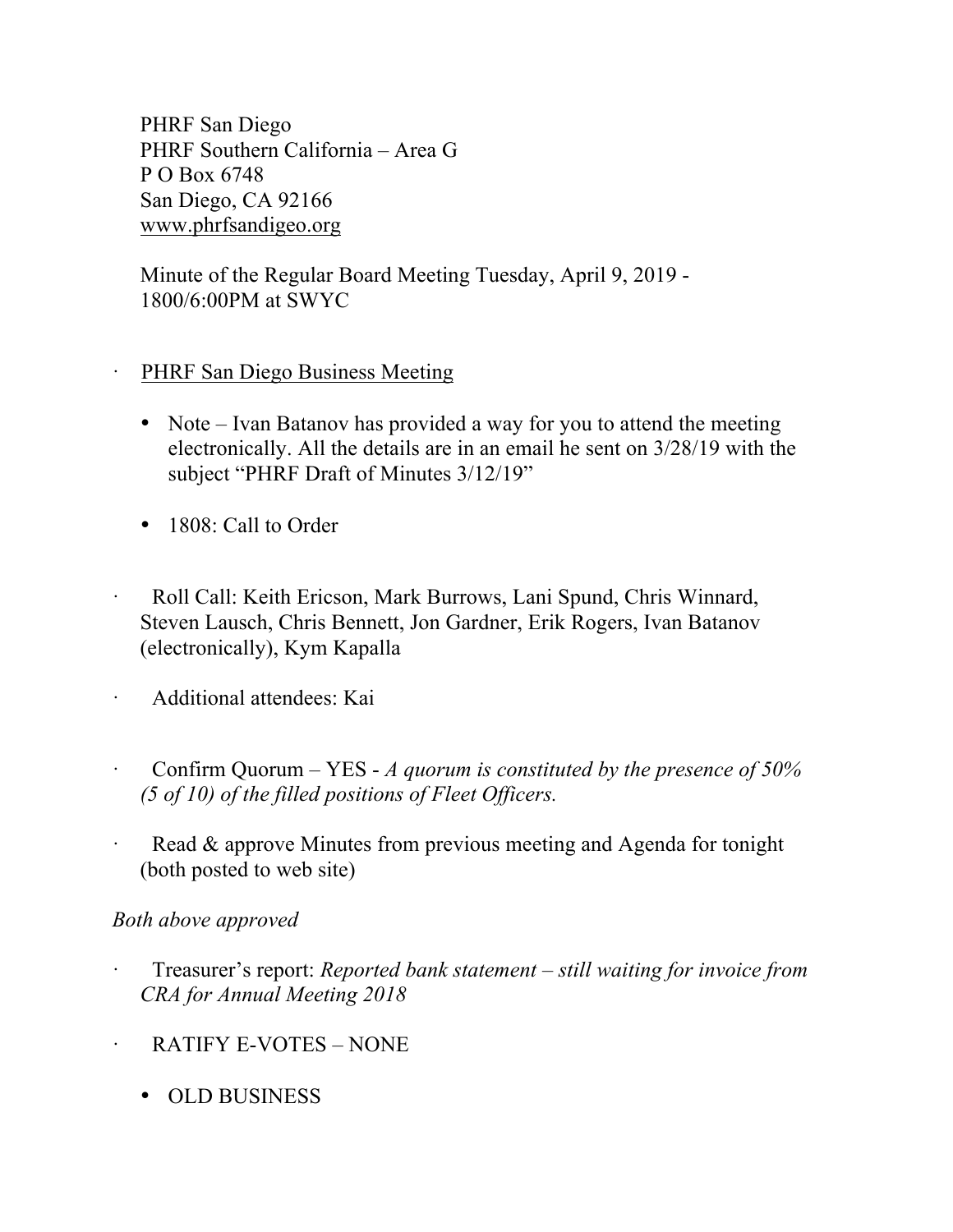PHRF San Diego
PHRF Southern California – Area G
P O Box 6748
San Diego, CA 92166
www.phrfsandigeo.org

Minute of the Regular Board Meeting Tuesday, April 9, 2019 - 1800/6:00PM at SWYC

- PHRF San Diego Business Meeting

  - Note – Ivan Batanov has provided a way for you to attend the meeting electronically. All the details are in an email he sent on 3/28/19 with the subject "PHRF Draft of Minutes 3/12/19"

  - 1808: Call to Order

- Roll Call: Keith Ericson, Mark Burrows, Lani Spund, Chris Winnard, Steven Lausch, Chris Bennett, Jon Gardner, Erik Rogers, Ivan Batanov (electronically), Kym Kapalla

- Additional attendees: Kai

- Confirm Quorum – YES - *A quorum is constituted by the presence of 50% (5 of 10) of the filled positions of Fleet Officers.*

- Read & approve Minutes from previous meeting and Agenda for tonight (both posted to web site)

*Both above approved*

- Treasurer's report: *Reported bank statement – still waiting for invoice from CRA for Annual Meeting 2018*

- RATIFY E-VOTES – NONE

  - OLD BUSINESS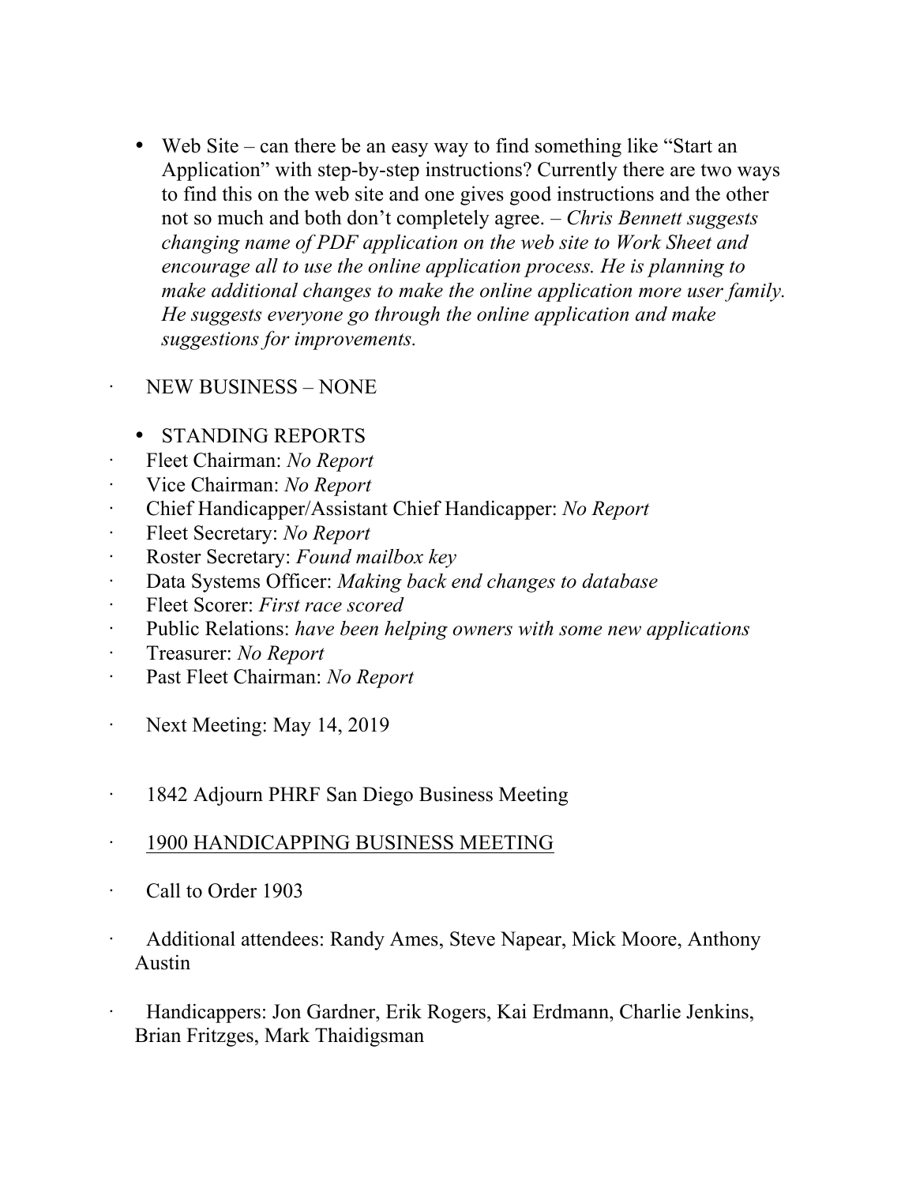- Web Site – can there be an easy way to find something like "Start an Application" with step-by-step instructions? Currently there are two ways to find this on the web site and one gives good instructions and the other not so much and both don't completely agree. – *Chris Bennett suggests changing name of PDF application on the web site to Work Sheet and encourage all to use the online application process. He is planning to make additional changes to make the online application more user family. He suggests everyone go through the online application and make suggestions for improvements.*

- NEW BUSINESS – NONE

- STANDING REPORTS
- Fleet Chairman: *No Report*
- Vice Chairman: *No Report*
- Chief Handicapper/Assistant Chief Handicapper: *No Report*
- Fleet Secretary: *No Report*
- Roster Secretary: *Found mailbox key*
- Data Systems Officer: *Making back end changes to database*
- Fleet Scorer: *First race scored*
- Public Relations: *have been helping owners with some new applications*
- Treasurer: *No Report*
- Past Fleet Chairman: *No Report*

- Next Meeting: May 14, 2019

- 1842 Adjourn PHRF San Diego Business Meeting

- <u>1900 HANDICAPPING BUSINESS MEETING</u>

- Call to Order 1903

- Additional attendees: Randy Ames, Steve Napear, Mick Moore, Anthony Austin

- Handicappers: Jon Gardner, Erik Rogers, Kai Erdmann, Charlie Jenkins, Brian Fritzges, Mark Thaidigsman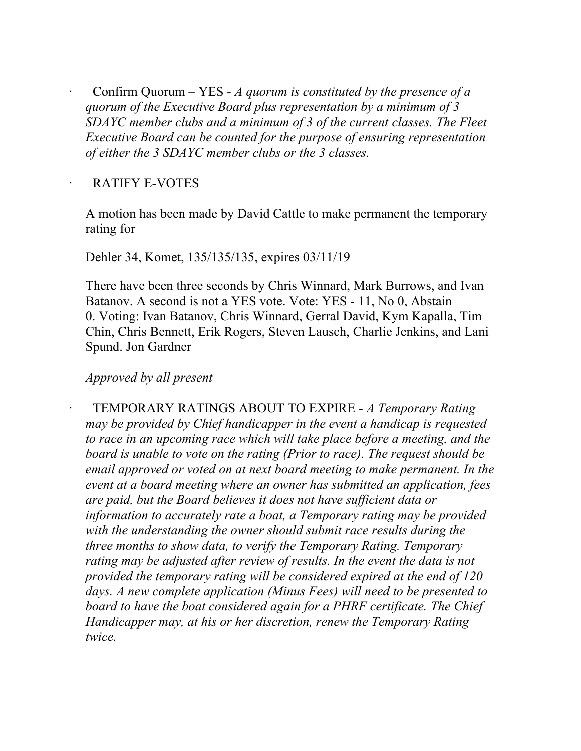- Confirm Quorum – YES - *A quorum is constituted by the presence of a quorum of the Executive Board plus representation by a minimum of 3 SDAYC member clubs and a minimum of 3 of the current classes. The Fleet Executive Board can be counted for the purpose of ensuring representation of either the 3 SDAYC member clubs or the 3 classes.*

- RATIFY E-VOTES

  A motion has been made by David Cattle to make permanent the temporary rating for

  Dehler 34, Komet, 135/135/135, expires 03/11/19

  There have been three seconds by Chris Winnard, Mark Burrows, and Ivan Batanov. A second is not a YES vote. Vote: YES - 11, No 0, Abstain 0. Voting: Ivan Batanov, Chris Winnard, Gerral David, Kym Kapalla, Tim Chin, Chris Bennett, Erik Rogers, Steven Lausch, Charlie Jenkins, and Lani Spund. Jon Gardner

  *Approved by all present*

- TEMPORARY RATINGS ABOUT TO EXPIRE - *A Temporary Rating may be provided by Chief handicapper in the event a handicap is requested to race in an upcoming race which will take place before a meeting, and the board is unable to vote on the rating (Prior to race). The request should be email approved or voted on at next board meeting to make permanent. In the event at a board meeting where an owner has submitted an application, fees are paid, but the Board believes it does not have sufficient data or information to accurately rate a boat, a Temporary rating may be provided with the understanding the owner should submit race results during the three months to show data, to verify the Temporary Rating. Temporary rating may be adjusted after review of results. In the event the data is not provided the temporary rating will be considered expired at the end of 120 days. A new complete application (Minus Fees) will need to be presented to board to have the boat considered again for a PHRF certificate. The Chief Handicapper may, at his or her discretion, renew the Temporary Rating twice.*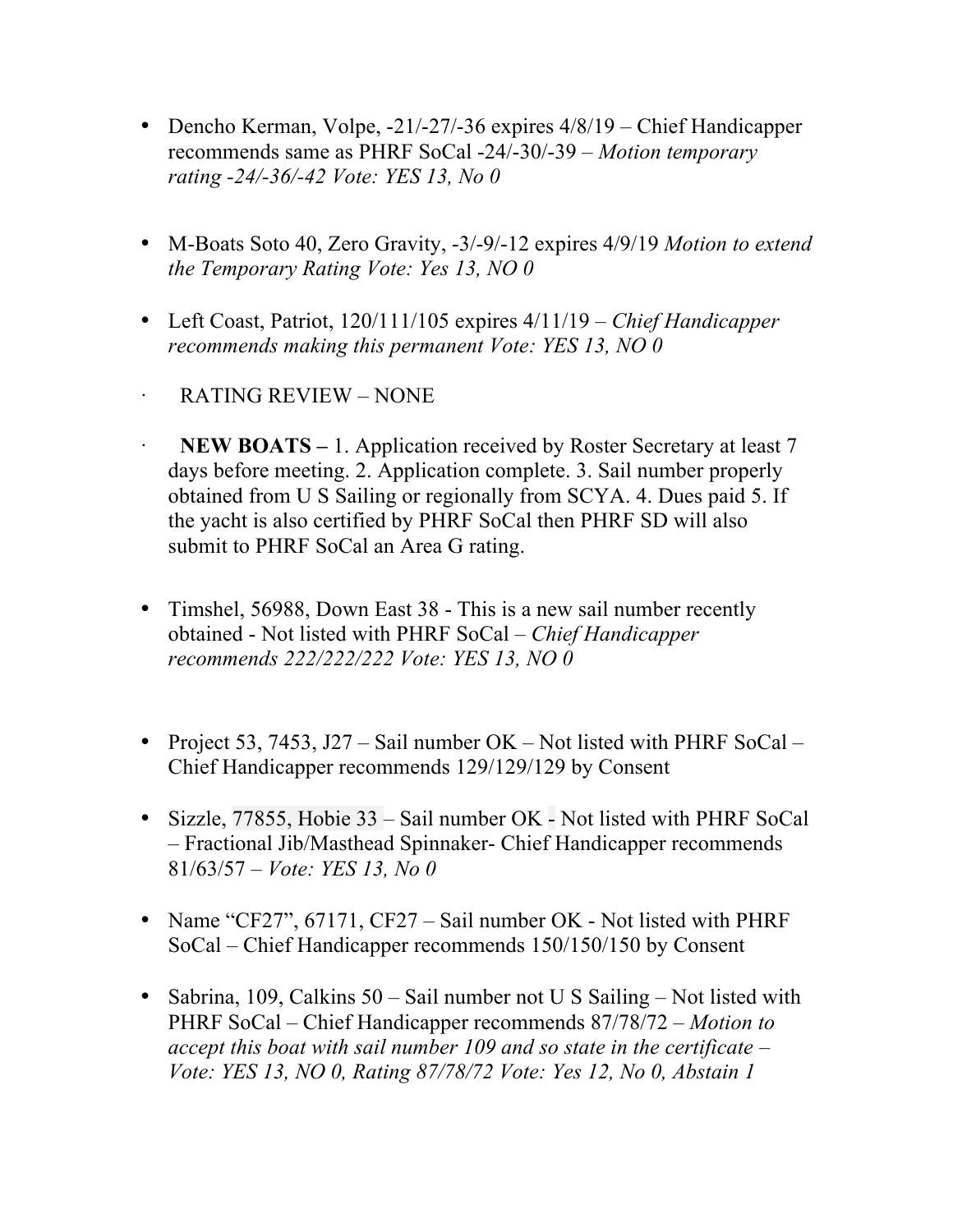- Dencho Kerman, Volpe, -21/-27/-36 expires 4/8/19 – Chief Handicapper recommends same as PHRF SoCal -24/-30/-39 – *Motion temporary rating -24/-36/-42 Vote: YES 13, No 0*

- M-Boats Soto 40, Zero Gravity, -3/-9/-12 expires 4/9/19 *Motion to extend the Temporary Rating Vote: Yes 13, NO 0*

- Left Coast, Patriot, 120/111/105 expires 4/11/19 – *Chief Handicapper recommends making this permanent Vote: YES 13, NO 0*

· RATING REVIEW – NONE

· **NEW BOATS –** 1. Application received by Roster Secretary at least 7 days before meeting. 2. Application complete. 3. Sail number properly obtained from U S Sailing or regionally from SCYA. 4. Dues paid 5. If the yacht is also certified by PHRF SoCal then PHRF SD will also submit to PHRF SoCal an Area G rating.

- Timshel, 56988, Down East 38 - This is a new sail number recently obtained - Not listed with PHRF SoCal – *Chief Handicapper recommends 222/222/222 Vote: YES 13, NO 0*

- Project 53, 7453, J27 – Sail number OK – Not listed with PHRF SoCal – Chief Handicapper recommends 129/129/129 by Consent

- Sizzle, 77855, Hobie 33 – Sail number OK - Not listed with PHRF SoCal – Fractional Jib/Masthead Spinnaker- Chief Handicapper recommends 81/63/57 – *Vote: YES 13, No 0*

- Name "CF27", 67171, CF27 – Sail number OK - Not listed with PHRF SoCal – Chief Handicapper recommends 150/150/150 by Consent

- Sabrina, 109, Calkins 50 – Sail number not U S Sailing – Not listed with PHRF SoCal – Chief Handicapper recommends 87/78/72 – *Motion to accept this boat with sail number 109 and so state in the certificate – Vote: YES 13, NO 0, Rating 87/78/72 Vote: Yes 12, No 0, Abstain 1*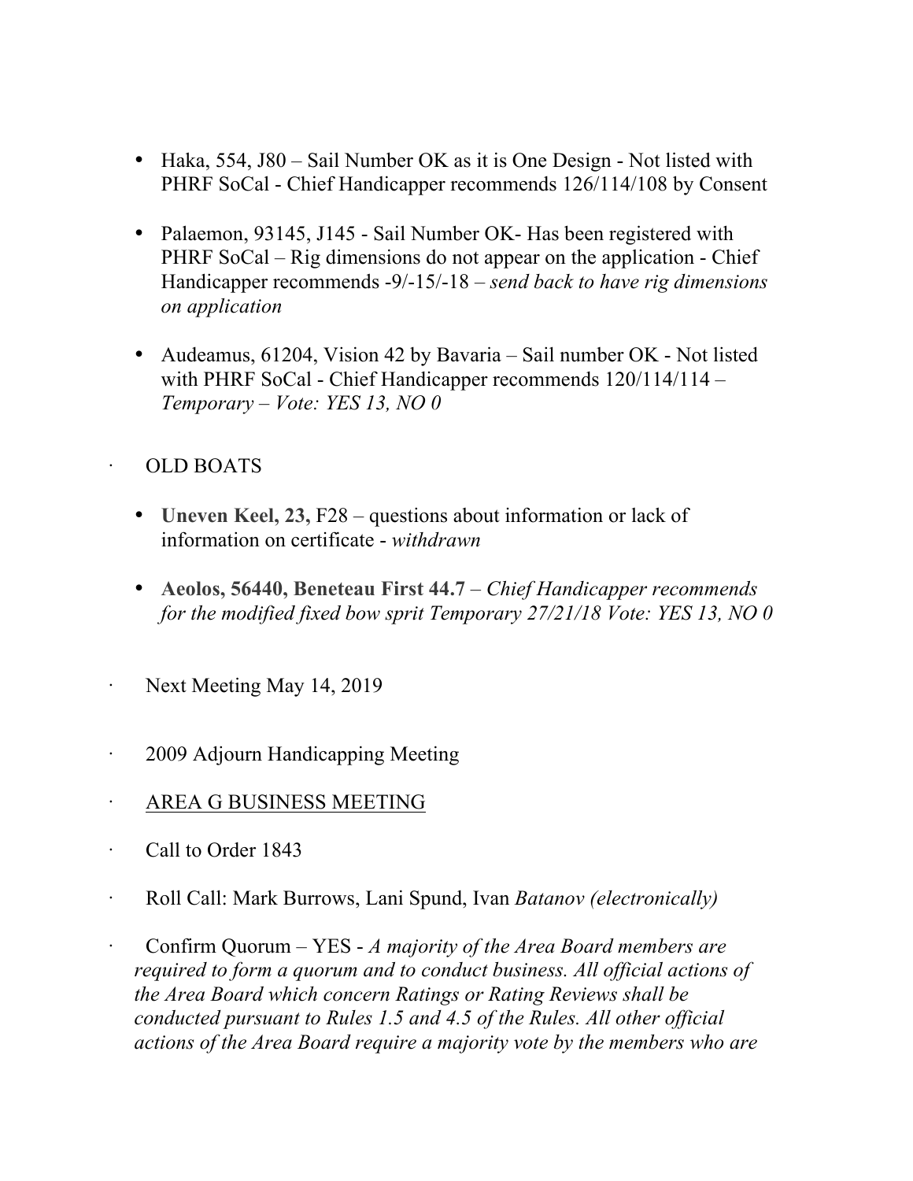- Haka, 554, J80 – Sail Number OK as it is One Design - Not listed with PHRF SoCal - Chief Handicapper recommends 126/114/108 by Consent

- Palaemon, 93145, J145 - Sail Number OK- Has been registered with PHRF SoCal – Rig dimensions do not appear on the application - Chief Handicapper recommends -9/-15/-18 – *send back to have rig dimensions on application*

- Audeamus, 61204, Vision 42 by Bavaria – Sail number OK - Not listed with PHRF SoCal - Chief Handicapper recommends 120/114/114 – *Temporary – Vote: YES 13, NO 0*

· OLD BOATS

- **Uneven Keel, 23,** F28 – questions about information or lack of information on certificate - *withdrawn*

- **Aeolos, 56440, Beneteau First 44.7** – *Chief Handicapper recommends for the modified fixed bow sprit Temporary 27/21/18 Vote: YES 13, NO 0*

· Next Meeting May 14, 2019

· 2009 Adjourn Handicapping Meeting

· <u>AREA G BUSINESS MEETING</u>

· Call to Order 1843

· Roll Call: Mark Burrows, Lani Spund, Ivan *Batanov (electronically)*

· Confirm Quorum – YES - *A majority of the Area Board members are required to form a quorum and to conduct business. All official actions of the Area Board which concern Ratings or Rating Reviews shall be conducted pursuant to Rules 1.5 and 4.5 of the Rules. All other official actions of the Area Board require a majority vote by the members who are*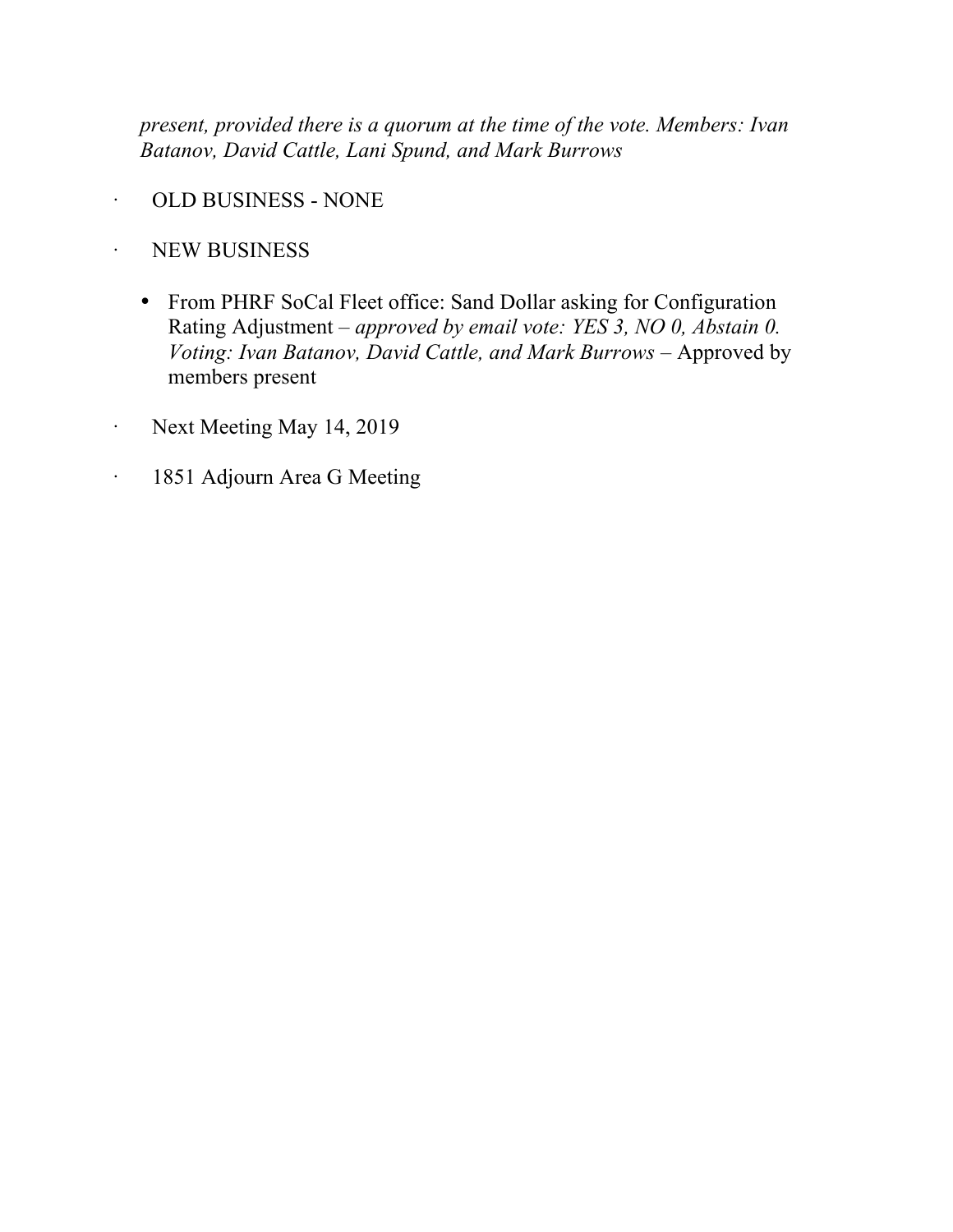*present, provided there is a quorum at the time of the vote. Members: Ivan Batanov, David Cattle, Lani Spund, and Mark Burrows*

- OLD BUSINESS - NONE

- NEW BUSINESS

  - From PHRF SoCal Fleet office: Sand Dollar asking for Configuration Rating Adjustment – *approved by email vote: YES 3, NO 0, Abstain 0. Voting: Ivan Batanov, David Cattle, and Mark Burrows* – Approved by members present

- Next Meeting May 14, 2019

- 1851 Adjourn Area G Meeting